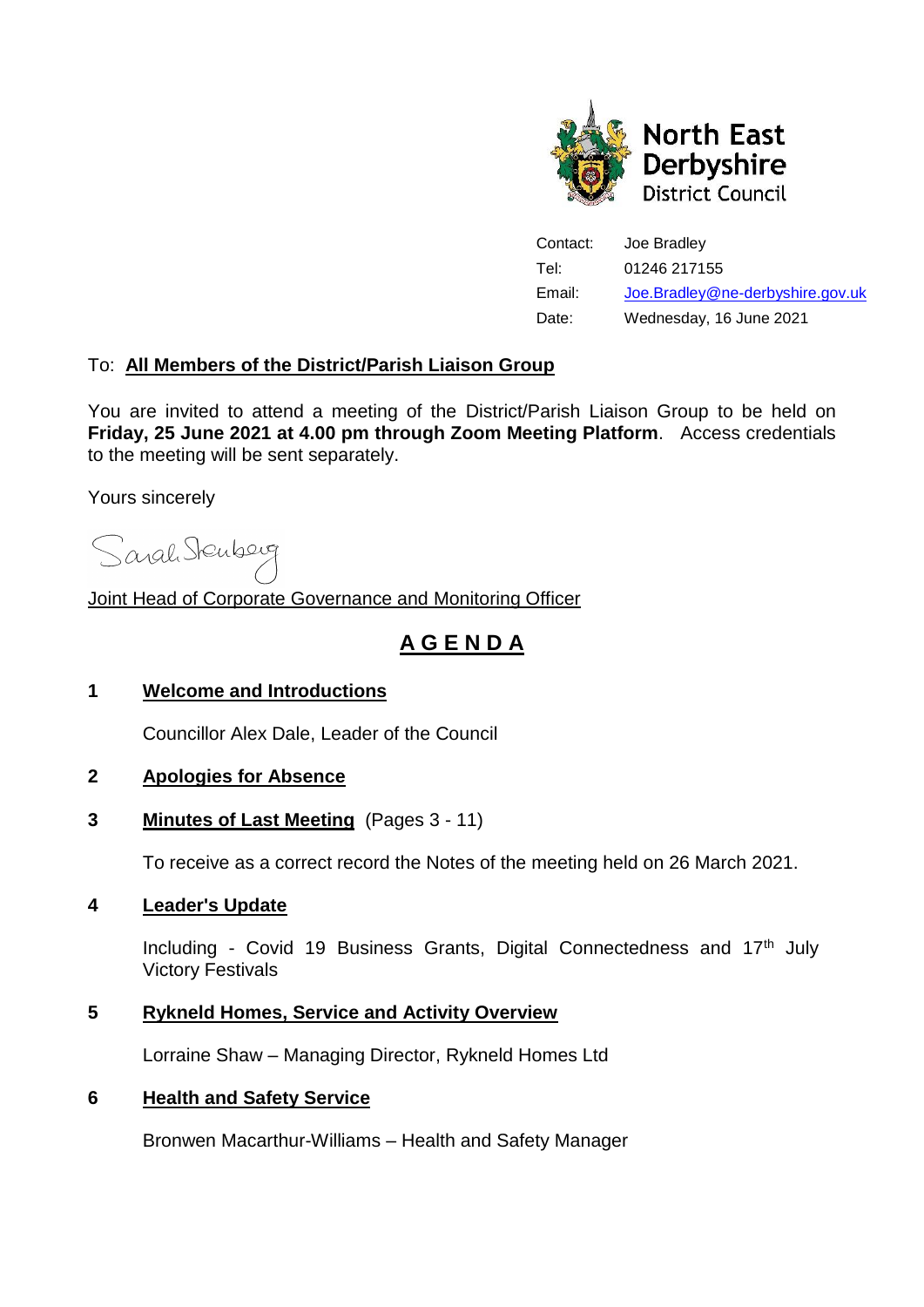North East Derbyshire District Council

Contact: Joe Bradley
Tel: 01246 217155
Email: Joe.Bradley@ne-derbyshire.gov.uk
Date: Wednesday, 16 June 2021

To: **All Members of the District/Parish Liaison Group**

You are invited to attend a meeting of the District/Parish Liaison Group to be held on **Friday, 25 June 2021 at 4.00 pm through Zoom Meeting Platform**. Access credentials to the meeting will be sent separately.

Yours sincerely

Sarah Sternberg

Joint Head of Corporate Governance and Monitoring Officer

# A G E N D A

**1 Welcome and Introductions**

Councillor Alex Dale, Leader of the Council

**2 Apologies for Absence**

**3 Minutes of Last Meeting** (Pages 3 - 11)

To receive as a correct record the Notes of the meeting held on 26 March 2021.

**4 Leader's Update**

Including - Covid 19 Business Grants, Digital Connectedness and 17th July Victory Festivals

**5 Rykneld Homes, Service and Activity Overview**

Lorraine Shaw – Managing Director, Rykneld Homes Ltd

**6 Health and Safety Service**

Bronwen Macarthur-Williams – Health and Safety Manager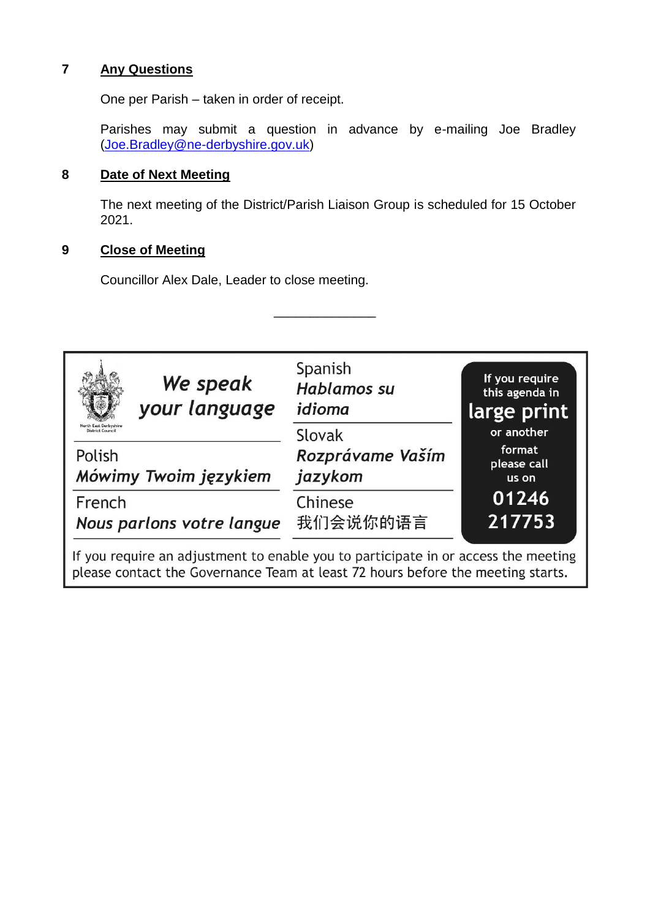## 7 Any Questions

One per Parish – taken in order of receipt.

Parishes may submit a question in advance by e-mailing Joe Bradley (Joe.Bradley@ne-derbyshire.gov.uk)

## 8 Date of Next Meeting

The next meeting of the District/Parish Liaison Group is scheduled for 15 October 2021.

## 9 Close of Meeting

Councillor Alex Dale, Leader to close meeting.

---

North East Derbyshire District Council

*We speak your language*

Polish
*Mówimy Twoim językiem*

French
*Nous parlons votre langue*

Spanish
*Hablamos su idioma*

Slovak
*Rozprávame Vaším jazykom*

Chinese
我们会说你的语言

If you require this agenda in **large print** or another format please call us on **01246 217753**

If you require an adjustment to enable you to participate in or access the meeting please contact the Governance Team at least 72 hours before the meeting starts.